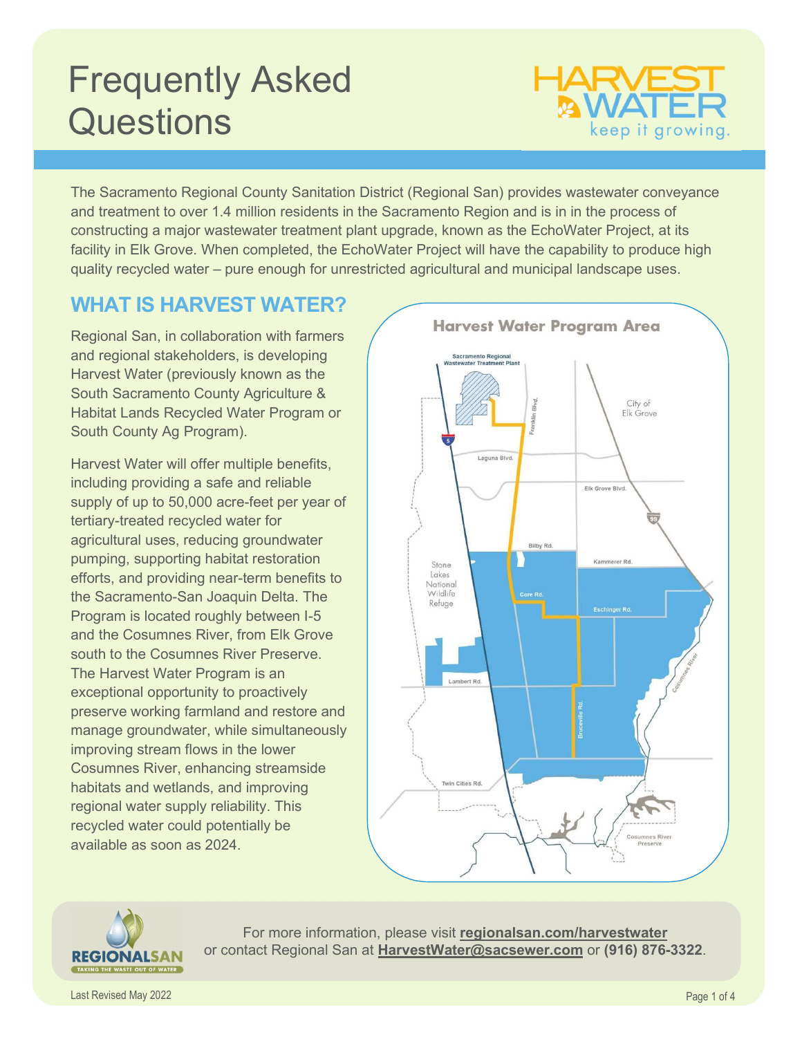# Frequently Asked Questions

HARVEST WATER
keep it growing.

The Sacramento Regional County Sanitation District (Regional San) provides wastewater conveyance and treatment to over 1.4 million residents in the Sacramento Region and is in in the process of constructing a major wastewater treatment plant upgrade, known as the EchoWater Project, at its facility in Elk Grove. When completed, the EchoWater Project will have the capability to produce high quality recycled water – pure enough for unrestricted agricultural and municipal landscape uses.

## WHAT IS HARVEST WATER?

Regional San, in collaboration with farmers and regional stakeholders, is developing Harvest Water (previously known as the South Sacramento County Agriculture & Habitat Lands Recycled Water Program or South County Ag Program).

Harvest Water will offer multiple benefits, including providing a safe and reliable supply of up to 50,000 acre-feet per year of tertiary-treated recycled water for agricultural uses, reducing groundwater pumping, supporting habitat restoration efforts, and providing near-term benefits to the Sacramento-San Joaquin Delta. The Program is located roughly between I-5 and the Cosumnes River, from Elk Grove south to the Cosumnes River Preserve. The Harvest Water Program is an exceptional opportunity to proactively preserve working farmland and restore and manage groundwater, while simultaneously improving stream flows in the lower Cosumnes River, enhancing streamside habitats and wetlands, and improving regional water supply reliability. This recycled water could potentially be available as soon as 2024.

**Harvest Water Program Area**

Sacramento Regional Wastewater Treatment Plant; City of Elk Grove; Franklin Blvd.; Laguna Blvd.; Elk Grove Blvd.; Bilby Rd.; Kammerer Rd.; Core Rd.; Eschinger Rd.; Stone Lakes National Wildlife Refuge; Lambert Rd.; Bruceville Rd.; Cosumnes River; Twin Cities Rd.; Cosumnes River Preserve

REGIONALSAN
TAKING THE WASTE OUT OF WATER

For more information, please visit **regionalsan.com/harvestwater** or contact Regional San at **HarvestWater@sacsewer.com** or **(916) 876-3322**.

Last Revised May 2022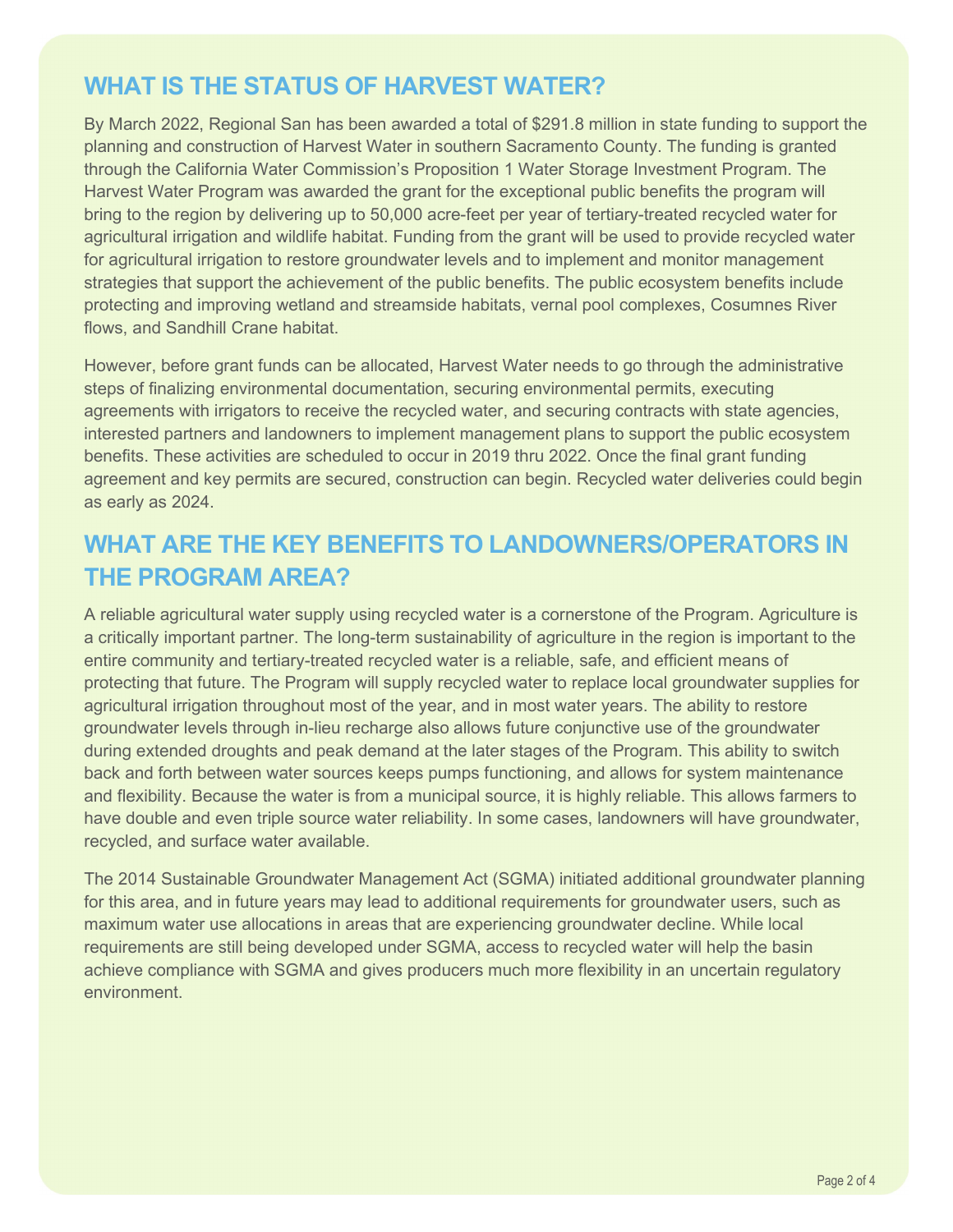## WHAT IS THE STATUS OF HARVEST WATER?

By March 2022, Regional San has been awarded a total of $291.8 million in state funding to support the planning and construction of Harvest Water in southern Sacramento County. The funding is granted through the California Water Commission's Proposition 1 Water Storage Investment Program. The Harvest Water Program was awarded the grant for the exceptional public benefits the program will bring to the region by delivering up to 50,000 acre-feet per year of tertiary-treated recycled water for agricultural irrigation and wildlife habitat. Funding from the grant will be used to provide recycled water for agricultural irrigation to restore groundwater levels and to implement and monitor management strategies that support the achievement of the public benefits. The public ecosystem benefits include protecting and improving wetland and streamside habitats, vernal pool complexes, Cosumnes River flows, and Sandhill Crane habitat.

However, before grant funds can be allocated, Harvest Water needs to go through the administrative steps of finalizing environmental documentation, securing environmental permits, executing agreements with irrigators to receive the recycled water, and securing contracts with state agencies, interested partners and landowners to implement management plans to support the public ecosystem benefits. These activities are scheduled to occur in 2019 thru 2022. Once the final grant funding agreement and key permits are secured, construction can begin. Recycled water deliveries could begin as early as 2024.

## WHAT ARE THE KEY BENEFITS TO LANDOWNERS/OPERATORS IN THE PROGRAM AREA?

A reliable agricultural water supply using recycled water is a cornerstone of the Program. Agriculture is a critically important partner. The long-term sustainability of agriculture in the region is important to the entire community and tertiary-treated recycled water is a reliable, safe, and efficient means of protecting that future. The Program will supply recycled water to replace local groundwater supplies for agricultural irrigation throughout most of the year, and in most water years. The ability to restore groundwater levels through in-lieu recharge also allows future conjunctive use of the groundwater during extended droughts and peak demand at the later stages of the Program. This ability to switch back and forth between water sources keeps pumps functioning, and allows for system maintenance and flexibility. Because the water is from a municipal source, it is highly reliable. This allows farmers to have double and even triple source water reliability. In some cases, landowners will have groundwater, recycled, and surface water available.

The 2014 Sustainable Groundwater Management Act (SGMA) initiated additional groundwater planning for this area, and in future years may lead to additional requirements for groundwater users, such as maximum water use allocations in areas that are experiencing groundwater decline. While local requirements are still being developed under SGMA, access to recycled water will help the basin achieve compliance with SGMA and gives producers much more flexibility in an uncertain regulatory environment.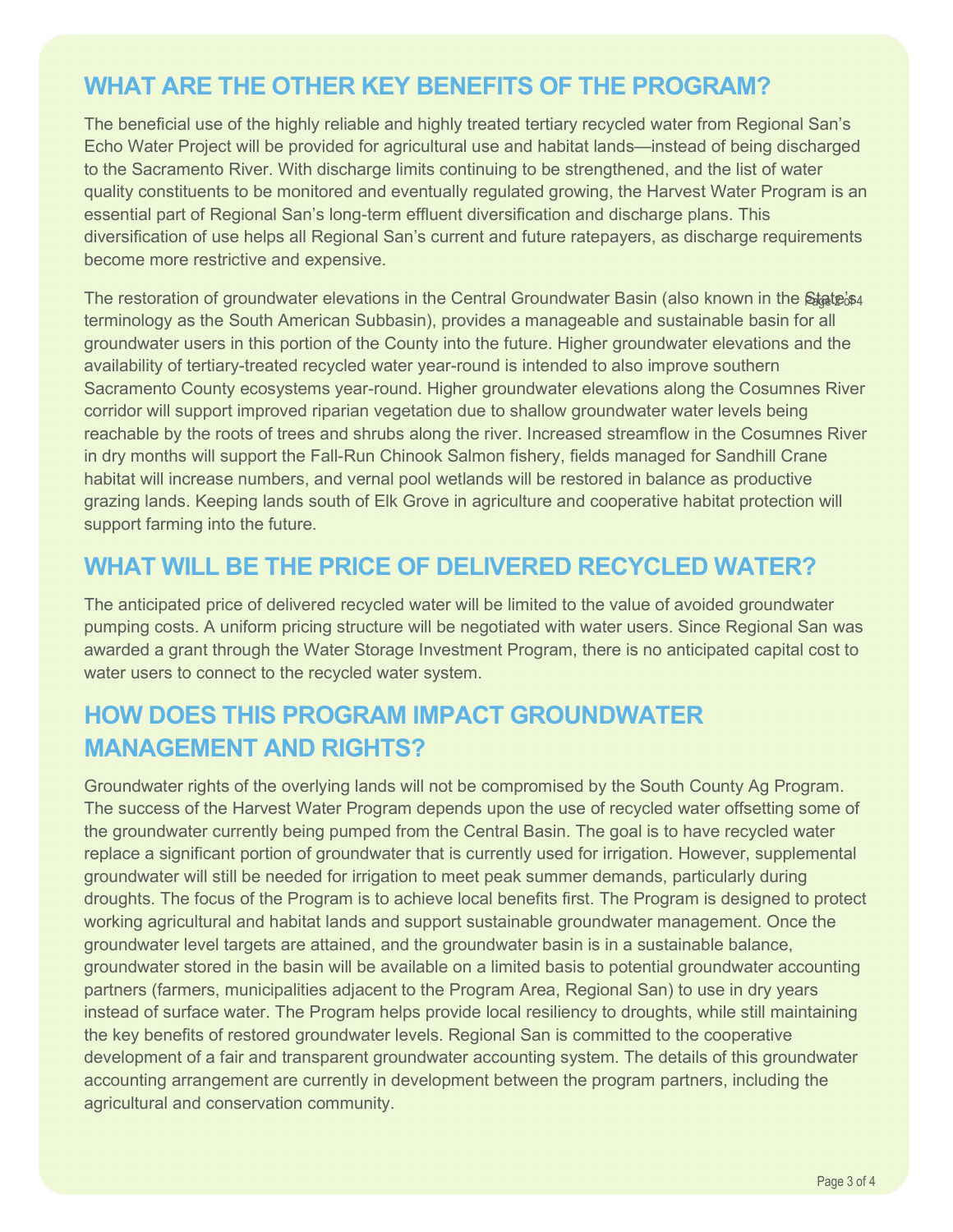## WHAT ARE THE OTHER KEY BENEFITS OF THE PROGRAM?

The beneficial use of the highly reliable and highly treated tertiary recycled water from Regional San's Echo Water Project will be provided for agricultural use and habitat lands—instead of being discharged to the Sacramento River. With discharge limits continuing to be strengthened, and the list of water quality constituents to be monitored and eventually regulated growing, the Harvest Water Program is an essential part of Regional San's long-term effluent diversification and discharge plans. This diversification of use helps all Regional San's current and future ratepayers, as discharge requirements become more restrictive and expensive.

The restoration of groundwater elevations in the Central Groundwater Basin (also known in the State's terminology as the South American Subbasin), provides a manageable and sustainable basin for all groundwater users in this portion of the County into the future. Higher groundwater elevations and the availability of tertiary-treated recycled water year-round is intended to also improve southern Sacramento County ecosystems year-round. Higher groundwater elevations along the Cosumnes River corridor will support improved riparian vegetation due to shallow groundwater water levels being reachable by the roots of trees and shrubs along the river. Increased streamflow in the Cosumnes River in dry months will support the Fall-Run Chinook Salmon fishery, fields managed for Sandhill Crane habitat will increase numbers, and vernal pool wetlands will be restored in balance as productive grazing lands. Keeping lands south of Elk Grove in agriculture and cooperative habitat protection will support farming into the future.

## WHAT WILL BE THE PRICE OF DELIVERED RECYCLED WATER?

The anticipated price of delivered recycled water will be limited to the value of avoided groundwater pumping costs. A uniform pricing structure will be negotiated with water users. Since Regional San was awarded a grant through the Water Storage Investment Program, there is no anticipated capital cost to water users to connect to the recycled water system.

## HOW DOES THIS PROGRAM IMPACT GROUNDWATER MANAGEMENT AND RIGHTS?

Groundwater rights of the overlying lands will not be compromised by the South County Ag Program. The success of the Harvest Water Program depends upon the use of recycled water offsetting some of the groundwater currently being pumped from the Central Basin. The goal is to have recycled water replace a significant portion of groundwater that is currently used for irrigation. However, supplemental groundwater will still be needed for irrigation to meet peak summer demands, particularly during droughts. The focus of the Program is to achieve local benefits first. The Program is designed to protect working agricultural and habitat lands and support sustainable groundwater management. Once the groundwater level targets are attained, and the groundwater basin is in a sustainable balance, groundwater stored in the basin will be available on a limited basis to potential groundwater accounting partners (farmers, municipalities adjacent to the Program Area, Regional San) to use in dry years instead of surface water. The Program helps provide local resiliency to droughts, while still maintaining the key benefits of restored groundwater levels. Regional San is committed to the cooperative development of a fair and transparent groundwater accounting system. The details of this groundwater accounting arrangement are currently in development between the program partners, including the agricultural and conservation community.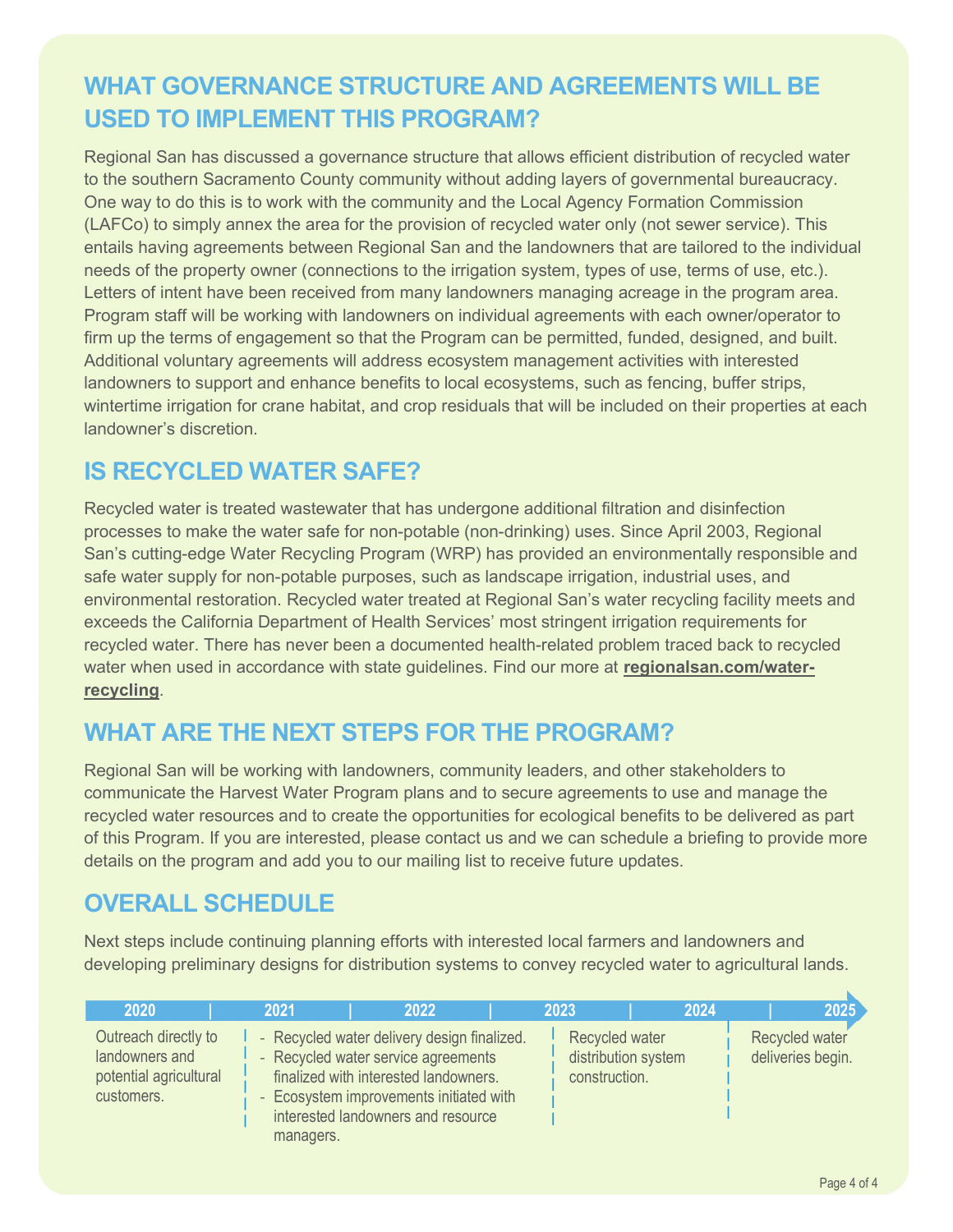## WHAT GOVERNANCE STRUCTURE AND AGREEMENTS WILL BE USED TO IMPLEMENT THIS PROGRAM?

Regional San has discussed a governance structure that allows efficient distribution of recycled water to the southern Sacramento County community without adding layers of governmental bureaucracy. One way to do this is to work with the community and the Local Agency Formation Commission (LAFCo) to simply annex the area for the provision of recycled water only (not sewer service). This entails having agreements between Regional San and the landowners that are tailored to the individual needs of the property owner (connections to the irrigation system, types of use, terms of use, etc.). Letters of intent have been received from many landowners managing acreage in the program area. Program staff will be working with landowners on individual agreements with each owner/operator to firm up the terms of engagement so that the Program can be permitted, funded, designed, and built. Additional voluntary agreements will address ecosystem management activities with interested landowners to support and enhance benefits to local ecosystems, such as fencing, buffer strips, wintertime irrigation for crane habitat, and crop residuals that will be included on their properties at each landowner's discretion.

## IS RECYCLED WATER SAFE?

Recycled water is treated wastewater that has undergone additional filtration and disinfection processes to make the water safe for non-potable (non-drinking) uses. Since April 2003, Regional San's cutting-edge Water Recycling Program (WRP) has provided an environmentally responsible and safe water supply for non-potable purposes, such as landscape irrigation, industrial uses, and environmental restoration. Recycled water treated at Regional San's water recycling facility meets and exceeds the California Department of Health Services' most stringent irrigation requirements for recycled water. There has never been a documented health-related problem traced back to recycled water when used in accordance with state guidelines. Find our more at **regionalsan.com/water-recycling**.

## WHAT ARE THE NEXT STEPS FOR THE PROGRAM?

Regional San will be working with landowners, community leaders, and other stakeholders to communicate the Harvest Water Program plans and to secure agreements to use and manage the recycled water resources and to create the opportunities for ecological benefits to be delivered as part of this Program. If you are interested, please contact us and we can schedule a briefing to provide more details on the program and add you to our mailing list to receive future updates.

## OVERALL SCHEDULE

Next steps include continuing planning efforts with interested local farmers and landowners and developing preliminary designs for distribution systems to convey recycled water to agricultural lands.

2020 | 2021 | 2022 | 2023 | 2024 | 2025

- **2020:** Outreach directly to landowners and potential agricultural customers.
- **2021–2022:**
  - Recycled water delivery design finalized.
  - Recycled water service agreements finalized with interested landowners.
  - Ecosystem improvements initiated with interested landowners and resource managers.
- **2023–2024:** Recycled water distribution system construction.
- **2025:** Recycled water deliveries begin.